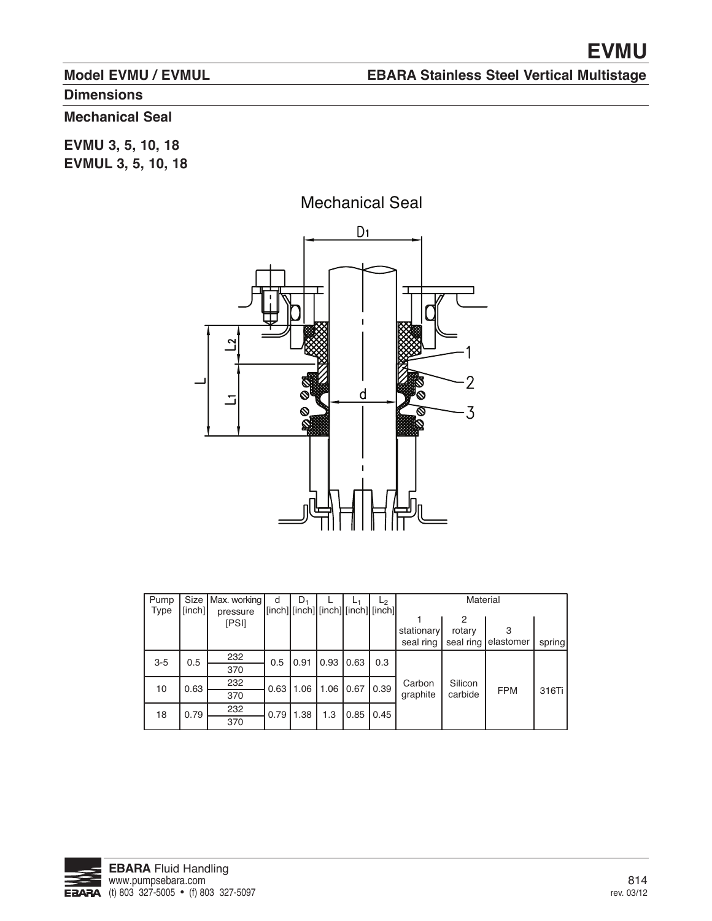# EVMU

## Model EVMU / EVMUL

## EBARA Stainless Steel Vertical Multistage

### Dimensions

### Mechanical Seal

**EVMU 3, 5, 10, 18**
**EVMUL 3, 5, 10, 18**

Mechanical Seal

| Pump Type | Size [inch] | Max. working pressure [PSI] | d [inch] | $D_1$ [inch] | L [inch] | $L_1$ [inch] | $L_2$ [inch] | Material | | | |
|---|---|---|---|---|---|---|---|---|---|---|---|
| | | | | | | | | 1 stationary seal ring | 2 rotary seal ring | 3 elastomer | spring |
| 3-5 | 0.5 | 232 | 0.5 | 0.91 | 0.93 | 0.63 | 0.3 | Carbon graphite | Silicon carbide | FPM | 316Ti |
| | | 370 | | | | | | | | | |
| 10 | 0.63 | 232 | 0.63 | 1.06 | 1.06 | 0.67 | 0.39 | | | | |
| | | 370 | | | | | | | | | |
| 18 | 0.79 | 232 | 0.79 | 1.38 | 1.3 | 0.85 | 0.45 | | | | |
| | | 370 | | | | | | | | | |

**EBARA** Fluid Handling
www.pumpsebara.com
(t) 803 327-5005 • (f) 803 327-5097

rev. 03/12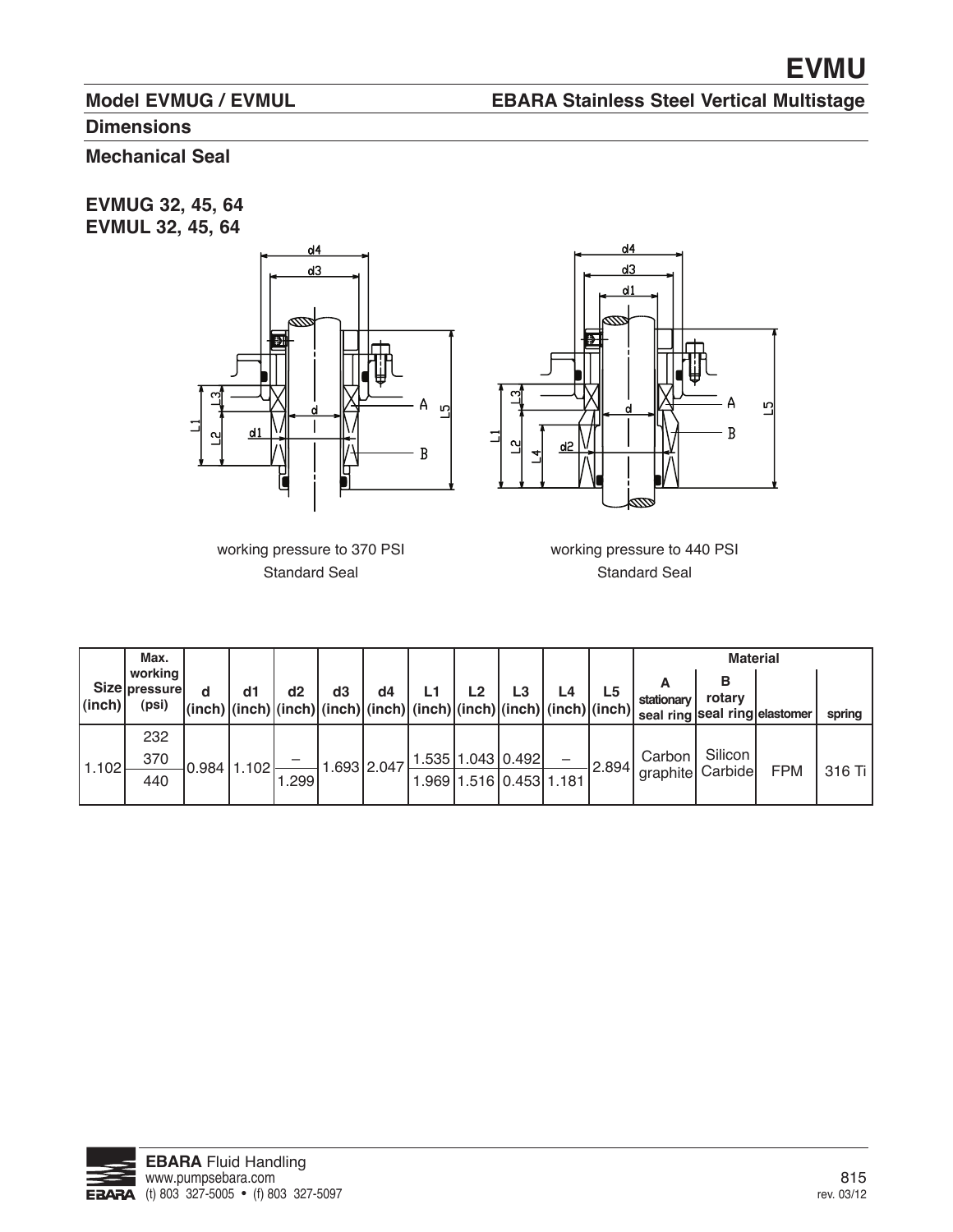# EVMU

## Model EVMUG / EVMUL — EBARA Stainless Steel Vertical Multistage

## Dimensions

### Mechanical Seal

**EVMUG 32, 45, 64**
**EVMUL 32, 45, 64**

working pressure to 370 PSI
Standard Seal

working pressure to 440 PSI
Standard Seal

| Size (inch) | Max. working pressure (psi) | d (inch) | d1 (inch) | d2 (inch) | d3 (inch) | d4 (inch) | L1 (inch) | L2 (inch) | L3 (inch) | L4 (inch) | L5 (inch) | Material | | | |
|---|---|---|---|---|---|---|---|---|---|---|---|---|---|---|---|
| | | | | | | | | | | | | A stationary seal ring | B rotary seal ring | elastomer | spring |
| 1.102 | 232 | 0.984 | 1.102 | – | 1.693 | 2.047 | 1.535 | 1.043 | 0.492 | – | 2.894 | Carbon graphite | Silicon Carbide | FPM | 316 Ti |
| | 370 | | | | | | | | | | | | | | |
| | 440 | | | 1.299 | | | 1.969 | 1.516 | 0.453 | 1.181 | | | | | |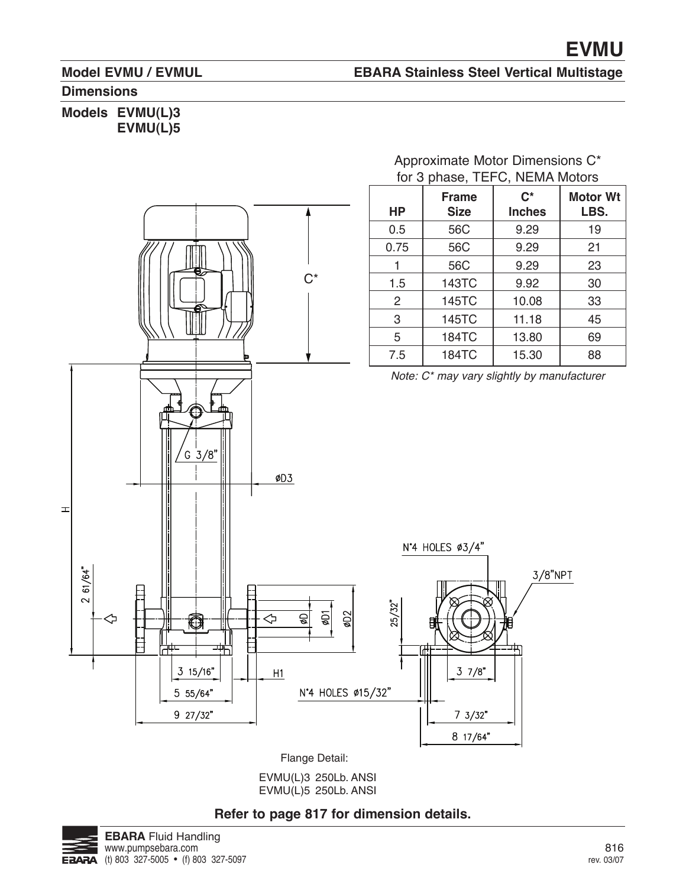## Model EVMU / EVMUL

**EBARA Stainless Steel Vertical Multistage**

### Dimensions

**Models EVMU(L)3**
**EVMU(L)5**

Approximate Motor Dimensions C*
for 3 phase, TEFC, NEMA Motors

| HP | Frame Size | C* Inches | Motor Wt LBS. |
|---|---|---|---|
| 0.5 | 56C | 9.29 | 19 |
| 0.75 | 56C | 9.29 | 21 |
| 1 | 56C | 9.29 | 23 |
| 1.5 | 143TC | 9.92 | 30 |
| 2 | 145TC | 10.08 | 33 |
| 3 | 145TC | 11.18 | 45 |
| 5 | 184TC | 13.80 | 69 |
| 7.5 | 184TC | 15.30 | 88 |

*Note: C* may vary slightly by manufacturer*

C*

G 3/8"

øD3

H

2 61/64"

øD

øD1

øD2

25/32"

N°4 HOLES ø3/4"

3/8"NPT

3 15/16"

H1

5 55/64"

9 27/32"

N°4 HOLES ø15/32"

3 7/8"

7 3/32"

8 17/64"

Flange Detail:

EVMU(L)3 250Lb. ANSI
EVMU(L)5 250Lb. ANSI

**Refer to page 817 for dimension details.**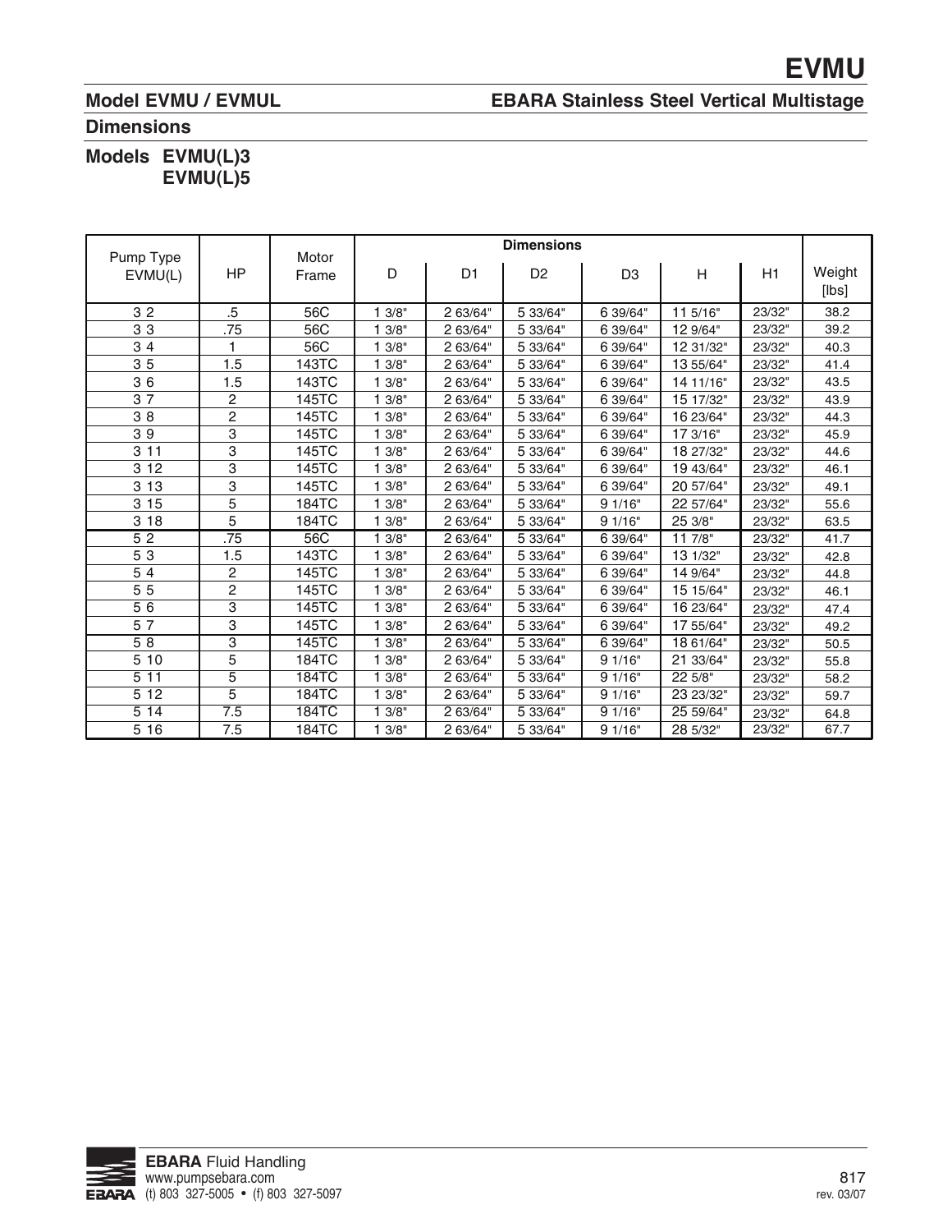# EVMU

## Model EVMU / EVMUL

## EBARA Stainless Steel Vertical Multistage

## Dimensions

### Models EVMU(L)3 EVMU(L)5

| Pump Type EVMU(L) | HP | Motor Frame | Dimensions | | | | | | Weight [lbs] |
|---|---|---|---|---|---|---|---|---|---|
| | | | D | D1 | D2 | D3 | H | H1 | |
| 3 2 | .5 | 56C | 1 3/8" | 2 63/64" | 5 33/64" | 6 39/64" | 11 5/16" | 23/32" | 38.2 |
| 3 3 | .75 | 56C | 1 3/8" | 2 63/64" | 5 33/64" | 6 39/64" | 12 9/64" | 23/32" | 39.2 |
| 3 4 | 1 | 56C | 1 3/8" | 2 63/64" | 5 33/64" | 6 39/64" | 12 31/32" | 23/32" | 40.3 |
| 3 5 | 1.5 | 143TC | 1 3/8" | 2 63/64" | 5 33/64" | 6 39/64" | 13 55/64" | 23/32" | 41.4 |
| 3 6 | 1.5 | 143TC | 1 3/8" | 2 63/64" | 5 33/64" | 6 39/64" | 14 11/16" | 23/32" | 43.5 |
| 3 7 | 2 | 145TC | 1 3/8" | 2 63/64" | 5 33/64" | 6 39/64" | 15 17/32" | 23/32" | 43.9 |
| 3 8 | 2 | 145TC | 1 3/8" | 2 63/64" | 5 33/64" | 6 39/64" | 16 23/64" | 23/32" | 44.3 |
| 3 9 | 3 | 145TC | 1 3/8" | 2 63/64" | 5 33/64" | 6 39/64" | 17 3/16" | 23/32" | 45.9 |
| 3 11 | 3 | 145TC | 1 3/8" | 2 63/64" | 5 33/64" | 6 39/64" | 18 27/32" | 23/32" | 44.6 |
| 3 12 | 3 | 145TC | 1 3/8" | 2 63/64" | 5 33/64" | 6 39/64" | 19 43/64" | 23/32" | 46.1 |
| 3 13 | 3 | 145TC | 1 3/8" | 2 63/64" | 5 33/64" | 6 39/64" | 20 57/64" | 23/32" | 49.1 |
| 3 15 | 5 | 184TC | 1 3/8" | 2 63/64" | 5 33/64" | 9 1/16" | 22 57/64" | 23/32" | 55.6 |
| 3 18 | 5 | 184TC | 1 3/8" | 2 63/64" | 5 33/64" | 9 1/16" | 25 3/8" | 23/32" | 63.5 |
| 5 2 | .75 | 56C | 1 3/8" | 2 63/64" | 5 33/64" | 6 39/64" | 11 7/8" | 23/32" | 41.7 |
| 5 3 | 1.5 | 143TC | 1 3/8" | 2 63/64" | 5 33/64" | 6 39/64" | 13 1/32" | 23/32" | 42.8 |
| 5 4 | 2 | 145TC | 1 3/8" | 2 63/64" | 5 33/64" | 6 39/64" | 14 9/64" | 23/32" | 44.8 |
| 5 5 | 2 | 145TC | 1 3/8" | 2 63/64" | 5 33/64" | 6 39/64" | 15 15/64" | 23/32" | 46.1 |
| 5 6 | 3 | 145TC | 1 3/8" | 2 63/64" | 5 33/64" | 6 39/64" | 16 23/64" | 23/32" | 47.4 |
| 5 7 | 3 | 145TC | 1 3/8" | 2 63/64" | 5 33/64" | 6 39/64" | 17 55/64" | 23/32" | 49.2 |
| 5 8 | 3 | 145TC | 1 3/8" | 2 63/64" | 5 33/64" | 6 39/64" | 18 61/64" | 23/32" | 50.5 |
| 5 10 | 5 | 184TC | 1 3/8" | 2 63/64" | 5 33/64" | 9 1/16" | 21 33/64" | 23/32" | 55.8 |
| 5 11 | 5 | 184TC | 1 3/8" | 2 63/64" | 5 33/64" | 9 1/16" | 22 5/8" | 23/32" | 58.2 |
| 5 12 | 5 | 184TC | 1 3/8" | 2 63/64" | 5 33/64" | 9 1/16" | 23 23/32" | 23/32" | 59.7 |
| 5 14 | 7.5 | 184TC | 1 3/8" | 2 63/64" | 5 33/64" | 9 1/16" | 25 59/64" | 23/32" | 64.8 |
| 5 16 | 7.5 | 184TC | 1 3/8" | 2 63/64" | 5 33/64" | 9 1/16" | 28 5/32" | 23/32" | 67.7 |

**EBARA** Fluid Handling
www.pumpsebara.com
(t) 803 327-5005 • (f) 803 327-5097

rev. 03/07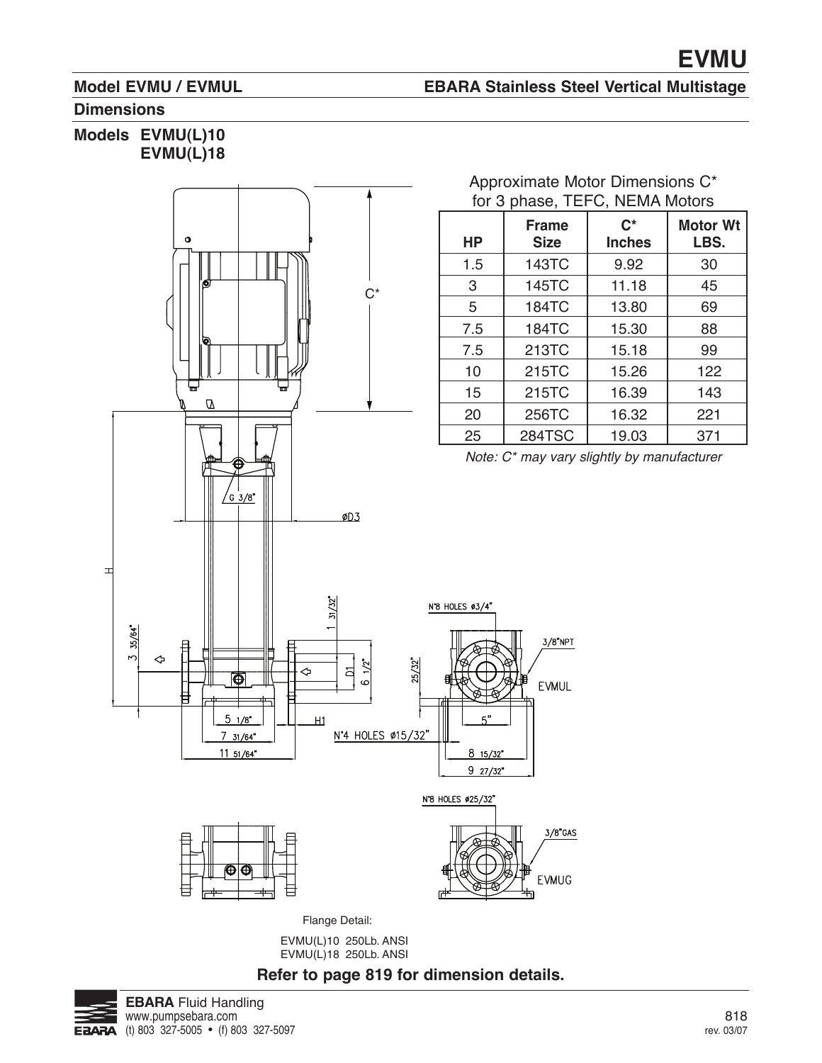## Model EVMU / EVMUL

**EBARA Stainless Steel Vertical Multistage**

### Dimensions

### Models EVMU(L)10
### EVMU(L)18

Approximate Motor Dimensions C* for 3 phase, TEFC, NEMA Motors

| HP | Frame Size | C* Inches | Motor Wt LBS. |
|---|---|---|---|
| 1.5 | 143TC | 9.92 | 30 |
| 3 | 145TC | 11.18 | 45 |
| 5 | 184TC | 13.80 | 69 |
| 7.5 | 184TC | 15.30 | 88 |
| 7.5 | 213TC | 15.18 | 99 |
| 10 | 215TC | 15.26 | 122 |
| 15 | 215TC | 16.39 | 143 |
| 20 | 256TC | 16.32 | 221 |
| 25 | 284TSC | 19.03 | 371 |

*Note: C* may vary slightly by manufacturer*

C*

G 3/8"

øD3

H

3 35/64"

1 31/32"

D1

6 1/2"

25/32"

N°8 HOLES ø3/4"

3/8"NPT

EVMUL

5 1/8"

7 31/64"

11 51/64"

H1

N°4 HOLES ø15/32"

5"

8 15/32"

9 27/32"

N°8 HOLES ø25/32"

3/8"GAS

EVMUG

Flange Detail:

EVMU(L)10 250Lb. ANSI
EVMU(L)18 250Lb. ANSI

**Refer to page 819 for dimension details.**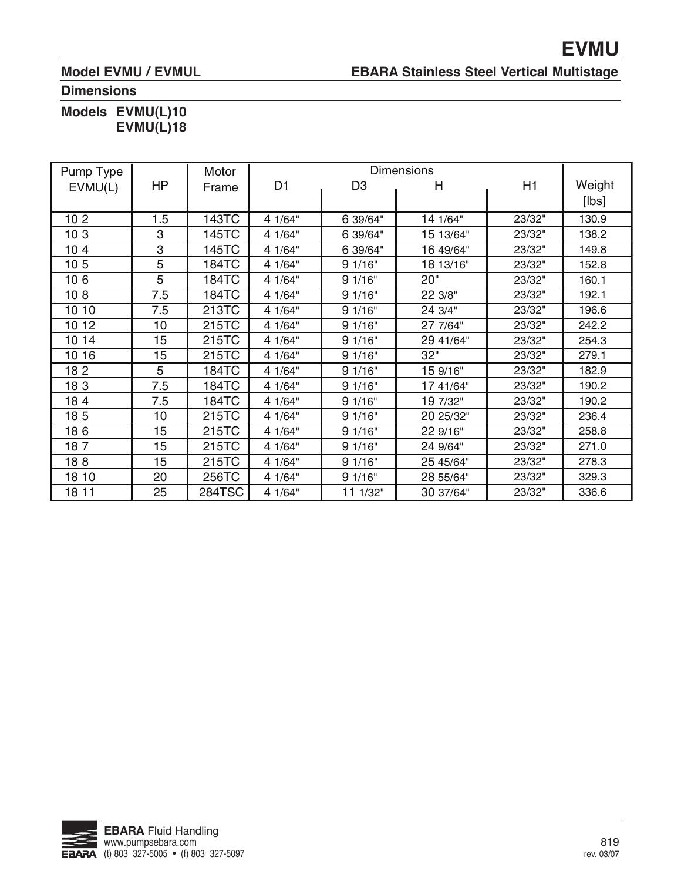# EVMU

**Model EVMU / EVMUL** **EBARA Stainless Steel Vertical Multistage**

## Dimensions

### Models EVMU(L)10 EVMU(L)18

| Pump Type EVMU(L) | HP | Motor Frame | Dimensions | | | | Weight [lbs] |
|---|---|---|---|---|---|---|---|
| | | | D1 | D3 | H | H1 | |
| 10 2 | 1.5 | 143TC | 4 1/64" | 6 39/64" | 14 1/64" | 23/32" | 130.9 |
| 10 3 | 3 | 145TC | 4 1/64" | 6 39/64" | 15 13/64" | 23/32" | 138.2 |
| 10 4 | 3 | 145TC | 4 1/64" | 6 39/64" | 16 49/64" | 23/32" | 149.8 |
| 10 5 | 5 | 184TC | 4 1/64" | 9 1/16" | 18 13/16" | 23/32" | 152.8 |
| 10 6 | 5 | 184TC | 4 1/64" | 9 1/16" | 20" | 23/32" | 160.1 |
| 10 8 | 7.5 | 184TC | 4 1/64" | 9 1/16" | 22 3/8" | 23/32" | 192.1 |
| 10 10 | 7.5 | 213TC | 4 1/64" | 9 1/16" | 24 3/4" | 23/32" | 196.6 |
| 10 12 | 10 | 215TC | 4 1/64" | 9 1/16" | 27 7/64" | 23/32" | 242.2 |
| 10 14 | 15 | 215TC | 4 1/64" | 9 1/16" | 29 41/64" | 23/32" | 254.3 |
| 10 16 | 15 | 215TC | 4 1/64" | 9 1/16" | 32" | 23/32" | 279.1 |
| 18 2 | 5 | 184TC | 4 1/64" | 9 1/16" | 15 9/16" | 23/32" | 182.9 |
| 18 3 | 7.5 | 184TC | 4 1/64" | 9 1/16" | 17 41/64" | 23/32" | 190.2 |
| 18 4 | 7.5 | 184TC | 4 1/64" | 9 1/16" | 19 7/32" | 23/32" | 190.2 |
| 18 5 | 10 | 215TC | 4 1/64" | 9 1/16" | 20 25/32" | 23/32" | 236.4 |
| 18 6 | 15 | 215TC | 4 1/64" | 9 1/16" | 22 9/16" | 23/32" | 258.8 |
| 18 7 | 15 | 215TC | 4 1/64" | 9 1/16" | 24 9/64" | 23/32" | 271.0 |
| 18 8 | 15 | 215TC | 4 1/64" | 9 1/16" | 25 45/64" | 23/32" | 278.3 |
| 18 10 | 20 | 256TC | 4 1/64" | 9 1/16" | 28 55/64" | 23/32" | 329.3 |
| 18 11 | 25 | 284TSC | 4 1/64" | 11 1/32" | 30 37/64" | 23/32" | 336.6 |

**EBARA** Fluid Handling
www.pumpsebara.com
(t) 803 327-5005 • (f) 803 327-5097

rev. 03/07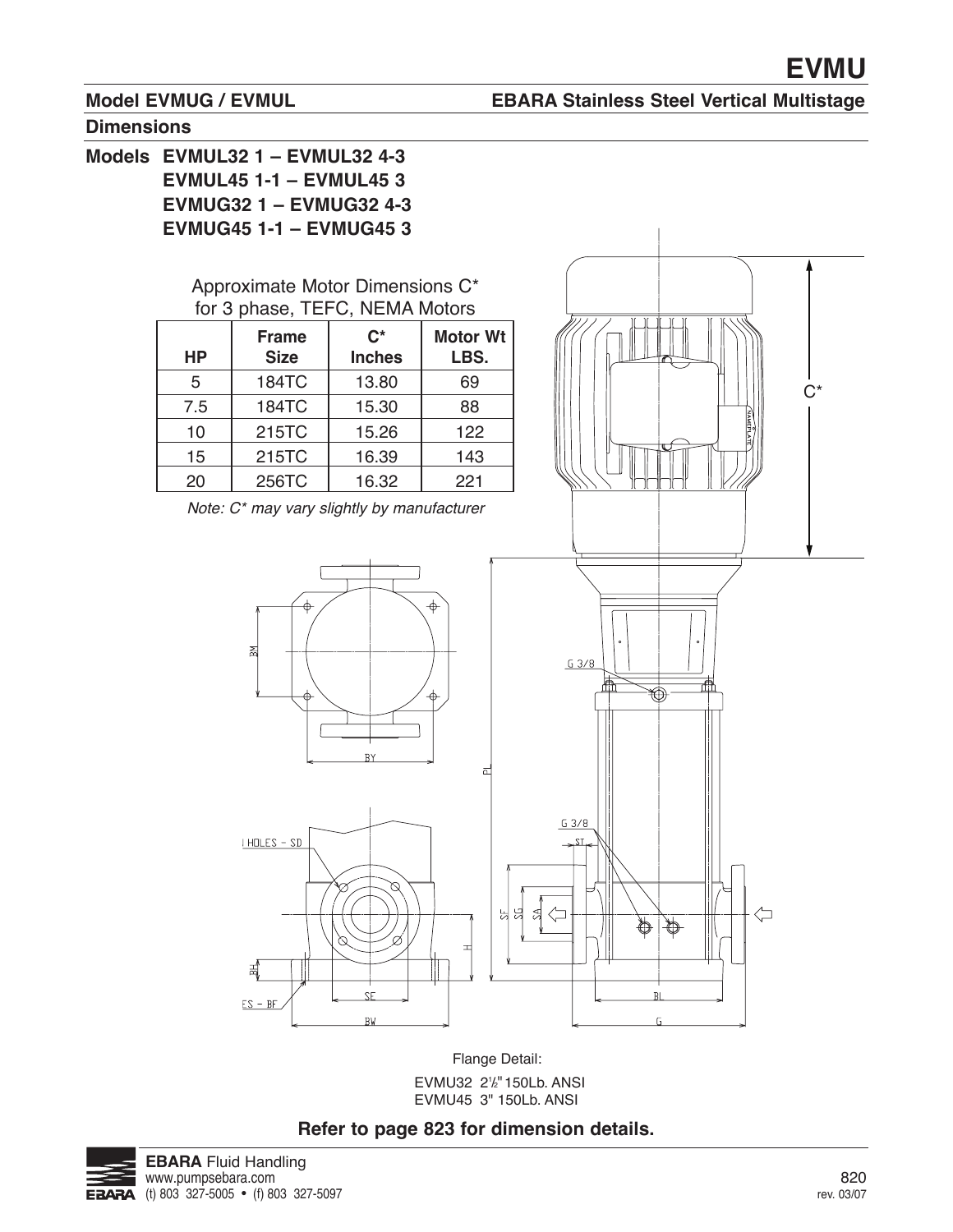# EVMU

**Model EVMUG / EVMUL** **EBARA Stainless Steel Vertical Multistage**

## Dimensions

**Models EVMUL32 1 – EVMUL32 4-3**
**EVMUL45 1-1 – EVMUL45 3**
**EVMUG32 1 – EVMUG32 4-3**
**EVMUG45 1-1 – EVMUG45 3**

Approximate Motor Dimensions C* for 3 phase, TEFC, NEMA Motors

| HP | Frame Size | C* Inches | Motor Wt LBS. |
|---|---|---|---|
| 5 | 184TC | 13.80 | 69 |
| 7.5 | 184TC | 15.30 | 88 |
| 10 | 215TC | 15.26 | 122 |
| 15 | 215TC | 16.39 | 143 |
| 20 | 256TC | 16.32 | 221 |

*Note: C* may vary slightly by manufacturer*

C*

BM

BY

PL

G 3/8

G 3/8

ST

I HOLES - SD

SF SG SA

H

BH

ES - BF

SE

BW

BL

G

Flange Detail:

EVMU32 2½" 150Lb. ANSI
EVMU45 3" 150Lb. ANSI

**Refer to page 823 for dimension details.**

**EBARA** Fluid Handling
www.pumpsebara.com
(t) 803 327-5005 • (f) 803 327-5097

rev. 03/07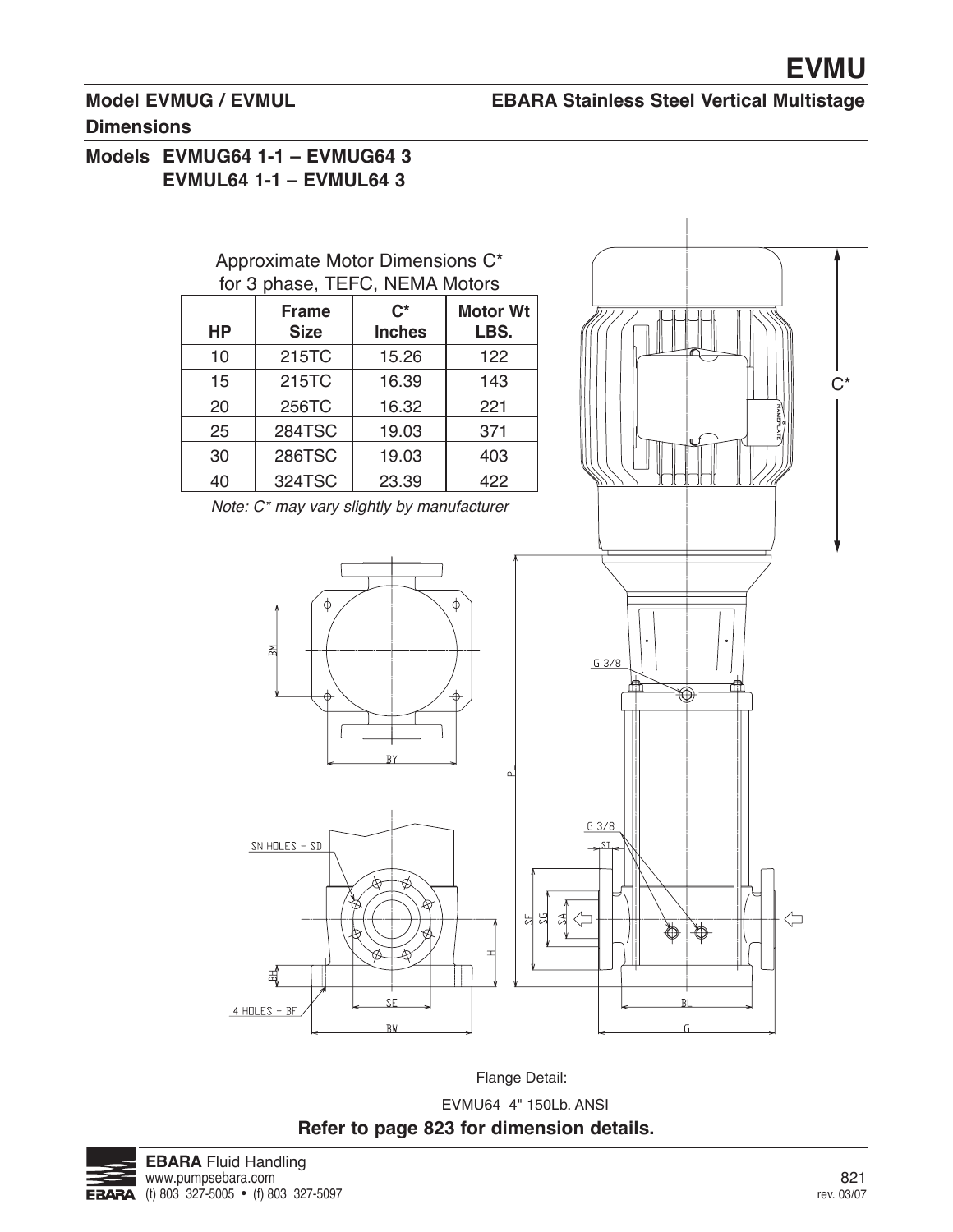# EVMU

## Model EVMUG / EVMUL

## EBARA Stainless Steel Vertical Multistage

### Dimensions

### Models EVMUG64 1-1 – EVMUG64 3
### EVMUL64 1-1 – EVMUL64 3

Approximate Motor Dimensions C* for 3 phase, TEFC, NEMA Motors

| HP | Frame Size | C* Inches | Motor Wt LBS. |
|---|---|---|---|
| 10 | 215TC | 15.26 | 122 |
| 15 | 215TC | 16.39 | 143 |
| 20 | 256TC | 16.32 | 221 |
| 25 | 284TSC | 19.03 | 371 |
| 30 | 286TSC | 19.03 | 403 |
| 40 | 324TSC | 23.39 | 422 |

*Note: C* may vary slightly by manufacturer*

C*

G 3/8

BM

BY

PL

G 3/8

ST

SN HOLES – SD

SF SG SA

H

BH

4 HOLES – BF

SE

BW

BL

G

Flange Detail:

EVMU64 4" 150Lb. ANSI

**Refer to page 823 for dimension details.**

**EBARA** Fluid Handling
www.pumpsebara.com
(t) 803 327-5005 • (f) 803 327-5097

rev. 03/07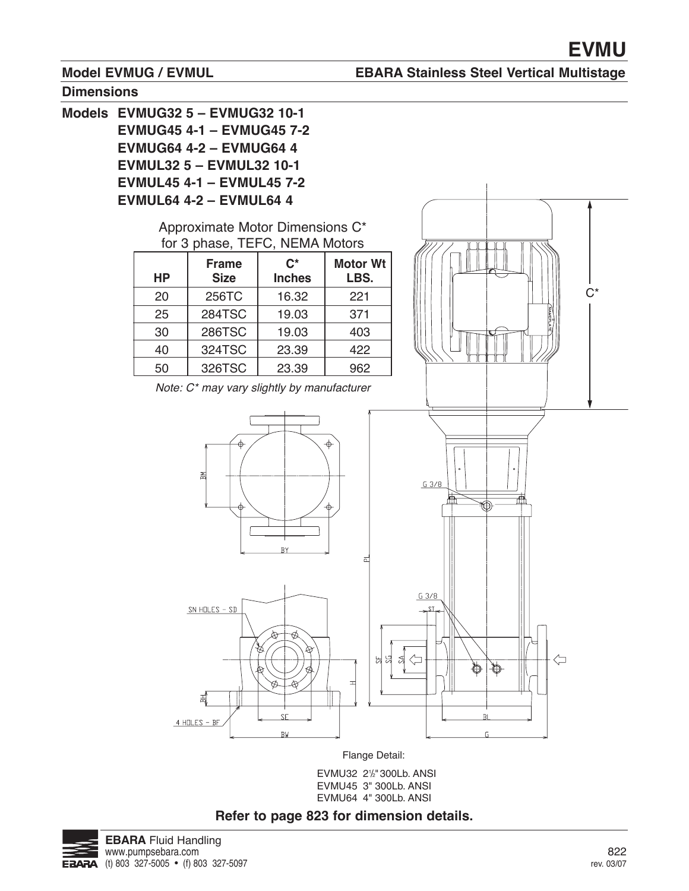# EVMU

## Model EVMUG / EVMUL

## EBARA Stainless Steel Vertical Multistage

### Dimensions

**Models EVMUG32 5 – EVMUG32 10-1**
**EVMUG45 4-1 – EVMUG45 7-2**
**EVMUG64 4-2 – EVMUG64 4**
**EVMUL32 5 – EVMUL32 10-1**
**EVMUL45 4-1 – EVMUL45 7-2**
**EVMUL64 4-2 – EVMUL64 4**

Approximate Motor Dimensions C*
for 3 phase, TEFC, NEMA Motors

| HP | Frame Size | C* Inches | Motor Wt LBS. |
|---|---|---|---|
| 20 | 256TC | 16.32 | 221 |
| 25 | 284TSC | 19.03 | 371 |
| 30 | 286TSC | 19.03 | 403 |
| 40 | 324TSC | 23.39 | 422 |
| 50 | 326TSC | 23.39 | 962 |

*Note: C* may vary slightly by manufacturer*

C*

BM

BY

PL

G 3/8

G 3/8

ST

SN HOLES – SD

SF SG SA

H

BH

4 HOLES – BF

SE

BW

BL

G

Flange Detail:

EVMU32 2½" 300Lb. ANSI
EVMU45 3" 300Lb. ANSI
EVMU64 4" 300Lb. ANSI

**Refer to page 823 for dimension details.**

**EBARA** Fluid Handling
www.pumpsebara.com
(t) 803 327-5005 • (f) 803 327-5097

rev. 03/07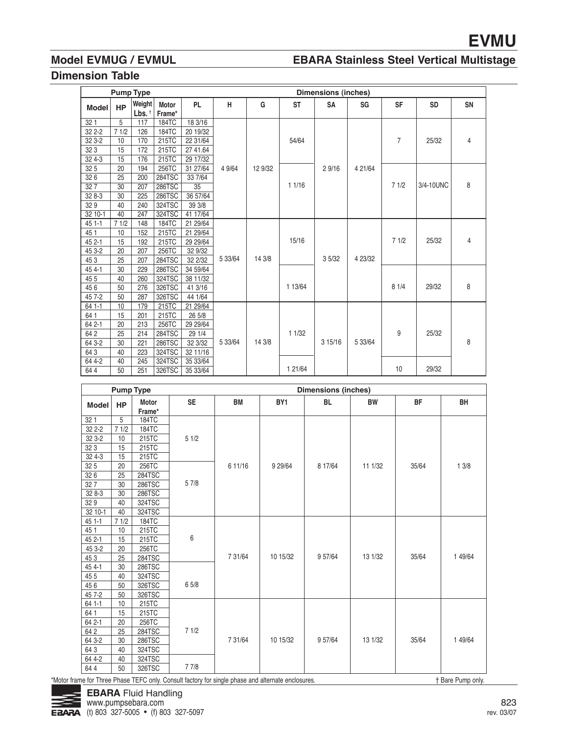# EVMU

## Model EVMUG / EVMUL

## EBARA Stainless Steel Vertical Multistage

## Dimension Table

| Pump Type | | | | | Dimensions (inches) | | | | | | | |
|---|---|---|---|---|---|---|---|---|---|---|---|---|
| Model | HP | Weight Lbs. † | Motor Frame* | PL | H | G | ST | SA | SG | SF | SD | SN |
| 32 1 | 5 | 117 | 184TC | 18 3/16 | 4 9/64 | 12 9/32 | 54/64 | 2 9/16 | 4 21/64 | 7 | 25/32 | 4 |
| 32 2-2 | 7 1/2 | 126 | 184TC | 20 19/32 | | | | | | | | |
| 32 3-2 | 10 | 170 | 215TC | 22 31/64 | | | | | | | | |
| 32 3 | 15 | 172 | 215TC | 27 41.64 | | | | | | | | |
| 32 4-3 | 15 | 176 | 215TC | 29 17/32 | | | | | | | | |
| 32 5 | 20 | 194 | 256TC | 31 27/64 | | | 1 1/16 | | | 7 1/2 | 3/4-10UNC | 8 |
| 32 6 | 25 | 200 | 284TSC | 33 7/64 | | | | | | | | |
| 32 7 | 30 | 207 | 286TSC | 35 | | | | | | | | |
| 32 8-3 | 30 | 225 | 286TSC | 36 57/64 | | | | | | | | |
| 32 9 | 40 | 240 | 324TSC | 39 3/8 | | | | | | | | |
| 32 10-1 | 40 | 247 | 324TSC | 41 17/64 | | | | | | | | |
| 45 1-1 | 7 1/2 | 148 | 184TC | 21 29/64 | 5 33/64 | 14 3/8 | 15/16 | 3 5/32 | 4 23/32 | 7 1/2 | 25/32 | 4 |
| 45 1 | 10 | 152 | 215TC | 21 29/64 | | | | | | | | |
| 45 2-1 | 15 | 192 | 215TC | 29 29/64 | | | | | | | | |
| 45 3-2 | 20 | 207 | 256TC | 32 9/32 | | | | | | | | |
| 45 3 | 25 | 207 | 284TSC | 32 2/32 | | | | | | | | |
| 45 4-1 | 30 | 229 | 286TSC | 34 59/64 | | | 1 13/64 | | | 8 1/4 | 29/32 | 8 |
| 45 5 | 40 | 260 | 324TSC | 38 11/32 | | | | | | | | |
| 45 6 | 50 | 276 | 326TSC | 41 3/16 | | | | | | | | |
| 45 7-2 | 50 | 287 | 326TSC | 44 1/64 | | | | | | | | |
| 64 1-1 | 10 | 179 | 215TC | 21 29/64 | 5 33/64 | 14 3/8 | 1 1/32 | 3 15/16 | 5 33/64 | 9 | 25/32 | 8 |
| 64 1 | 15 | 201 | 215TC | 26 5/8 | | | | | | | | |
| 64 2-1 | 20 | 213 | 256TC | 29 29/64 | | | | | | | | |
| 64 2 | 25 | 214 | 284TSC | 29 1/4 | | | | | | | | |
| 64 3-2 | 30 | 221 | 286TSC | 32 3/32 | | | | | | | | |
| 64 3 | 40 | 223 | 324TSC | 32 11/16 | | | | | | | | |
| 64 4-2 | 40 | 245 | 324TSC | 35 33/64 | | | 1 21/64 | | | 10 | 29/32 | |
| 64 4 | 50 | 251 | 326TSC | 35 33/64 | | | | | | | | |

| Pump Type | | | Dimensions (inches) | | | | | | | |
|---|---|---|---|---|---|---|---|---|---|---|
| Model | HP | Motor Frame* | SE | BM | BY1 | BL | BW | BF | BH |
| 32 1 | 5 | 184TC | 5 1/2 | 6 11/16 | 9 29/64 | 8 17/64 | 11 1/32 | 35/64 | 1 3/8 |
| 32 2-2 | 7 1/2 | 184TC | | | | | | | |
| 32 3-2 | 10 | 215TC | | | | | | | |
| 32 3 | 15 | 215TC | | | | | | | |
| 32 4-3 | 15 | 215TC | | | | | | | |
| 32 5 | 20 | 256TC | 5 7/8 | | | | | | |
| 32 6 | 25 | 284TSC | | | | | | | |
| 32 7 | 30 | 286TSC | | | | | | | |
| 32 8-3 | 30 | 286TSC | | | | | | | |
| 32 9 | 40 | 324TSC | | | | | | | |
| 32 10-1 | 40 | 324TSC | | | | | | | |
| 45 1-1 | 7 1/2 | 184TC | 6 | 7 31/64 | 10 15/32 | 9 57/64 | 13 1/32 | 35/64 | 1 49/64 |
| 45 1 | 10 | 215TC | | | | | | | |
| 45 2-1 | 15 | 215TC | | | | | | | |
| 45 3-2 | 20 | 256TC | | | | | | | |
| 45 3 | 25 | 284TSC | | | | | | | |
| 45 4-1 | 30 | 286TSC | 6 5/8 | | | | | | |
| 45 5 | 40 | 324TSC | | | | | | | |
| 45 6 | 50 | 326TSC | | | | | | | |
| 45 7-2 | 50 | 326TSC | | | | | | | |
| 64 1-1 | 10 | 215TC | 7 1/2 | 7 31/64 | 10 15/32 | 9 57/64 | 13 1/32 | 35/64 | 1 49/64 |
| 64 1 | 15 | 215TC | | | | | | | |
| 64 2-1 | 20 | 256TC | | | | | | | |
| 64 2 | 25 | 284TSC | | | | | | | |
| 64 3-2 | 30 | 286TSC | | | | | | | |
| 64 3 | 40 | 324TSC | | | | | | | |
| 64 4-2 | 40 | 324TSC | 7 7/8 | | | | | | |
| 64 4 | 50 | 326TSC | | | | | | | |

*Motor frame for Three Phase TEFC only. Consult factory for single phase and alternate enclosures.

† Bare Pump only.

**EBARA** Fluid Handling
www.pumpsebara.com
(t) 803 327-5005 • (f) 803 327-5097

rev. 03/07